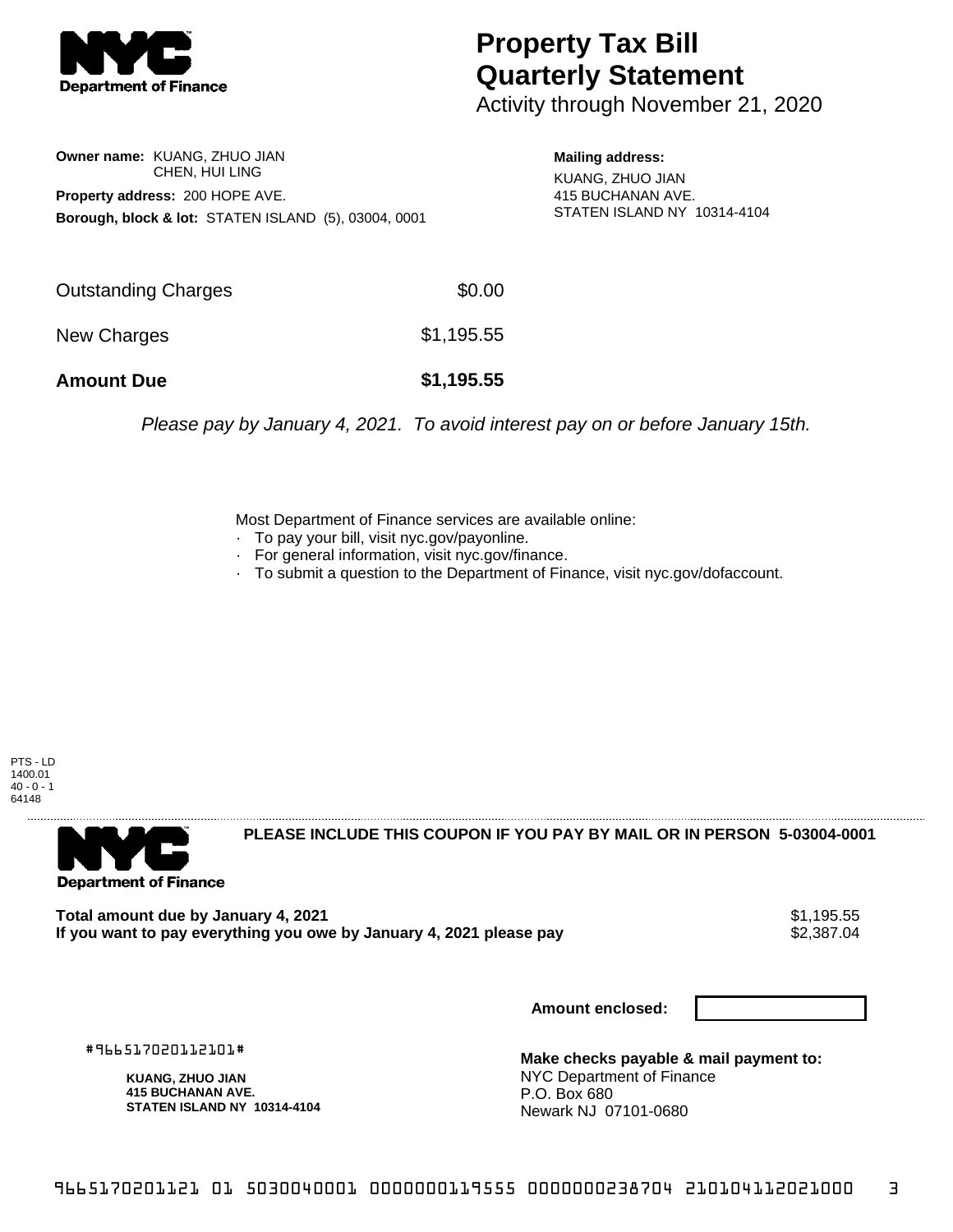# Property Tax Bill Quarterly Statement

Activity through November 21, 2020

**Owner name:** KUANG, ZHUO JIAN
CHEN, HUI LING

**Property address:** 200 HOPE AVE.

**Borough, block & lot:** STATEN ISLAND (5), 03004, 0001

**Mailing address:**
KUANG, ZHUO JIAN
415 BUCHANAN AVE.
STATEN ISLAND NY 10314-4104

| | |
|---|---|
| Outstanding Charges | $0.00 |
| New Charges | $1,195.55 |
| **Amount Due** | **$1,195.55** |

*Please pay by January 4, 2021. To avoid interest pay on or before January 15th.*

Most Department of Finance services are available online:

- To pay your bill, visit nyc.gov/payonline.
- For general information, visit nyc.gov/finance.
- To submit a question to the Department of Finance, visit nyc.gov/dofaccount.

PTS - LD
1400.01
40 - 0 - 1
64148

**PLEASE INCLUDE THIS COUPON IF YOU PAY BY MAIL OR IN PERSON 5-03004-0001**

**Total amount due by January 4, 2021** $1,195.55
**If you want to pay everything you owe by January 4, 2021 please pay** $2,387.04

**Amount enclosed:**

#966517020112101#

**KUANG, ZHUO JIAN**
**415 BUCHANAN AVE.**
**STATEN ISLAND NY 10314-4104**

**Make checks payable & mail payment to:**
NYC Department of Finance
P.O. Box 680
Newark NJ 07101-0680

9665170201121 01 5030040001 0000000119555 0000000238704 210104112021000 3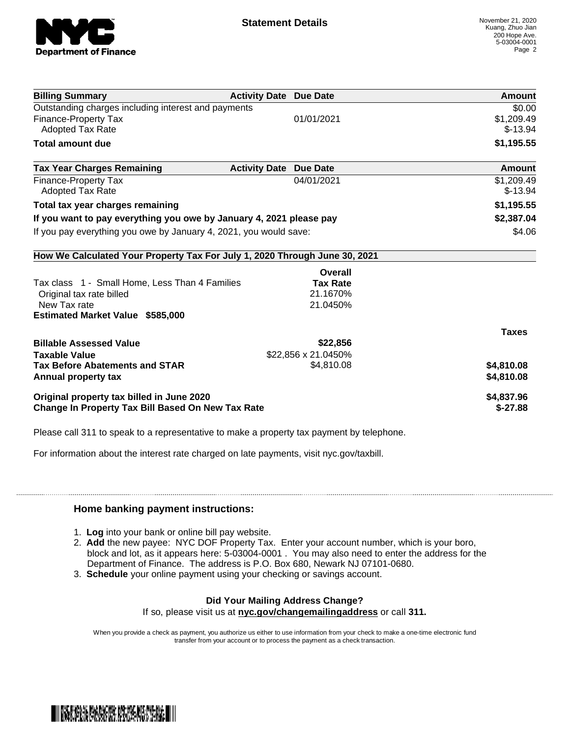**Statement Details**

November 21, 2020
Kuang, Zhuo Jian
200 Hope Ave.
5-03004-0001

| Billing Summary | Activity Date | Due Date | Amount |
|---|---|---|---|
| Outstanding charges including interest and payments | | | $0.00 |
| Finance-Property Tax | | 01/01/2021 | $1,209.49 |
| Adopted Tax Rate | | | $-13.94 |
| **Total amount due** | | | **$1,195.55** |

| Tax Year Charges Remaining | Activity Date | Due Date | Amount |
|---|---|---|---|
| Finance-Property Tax | | 04/01/2021 | $1,209.49 |
| Adopted Tax Rate | | | $-13.94 |
| **Total tax year charges remaining** | | | **$1,195.55** |
| **If you want to pay everything you owe by January 4, 2021 please pay** | | | **$2,387.04** |
| If you pay everything you owe by January 4, 2021, you would save: | | | $4.06 |

**How We Calculated Your Property Tax For July 1, 2020 Through June 30, 2021**

| | Overall Tax Rate | Taxes |
|---|---|---|
| Tax class 1 - Small Home, Less Than 4 Families | | |
| Original tax rate billed | 21.1670% | |
| New Tax rate | 21.0450% | |
| **Estimated Market Value $585,000** | | |
| **Billable Assessed Value** | **$22,856** | |
| **Taxable Value** | $22,856 x 21.0450% | |
| **Tax Before Abatements and STAR** | $4,810.08 | **$4,810.08** |
| **Annual property tax** | | **$4,810.08** |
| **Original property tax billed in June 2020** | | **$4,837.96** |
| **Change In Property Tax Bill Based On New Tax Rate** | | **$-27.88** |

Please call 311 to speak to a representative to make a property tax payment by telephone.

For information about the interest rate charged on late payments, visit nyc.gov/taxbill.

## Home banking payment instructions:

1. **Log** into your bank or online bill pay website.
2. **Add** the new payee: NYC DOF Property Tax. Enter your account number, which is your boro, block and lot, as it appears here: 5-03004-0001 . You may also need to enter the address for the Department of Finance. The address is P.O. Box 680, Newark NJ 07101-0680.
3. **Schedule** your online payment using your checking or savings account.

**Did Your Mailing Address Change?**

If so, please visit us at **nyc.gov/changemailingaddress** or call **311.**

When you provide a check as payment, you authorize us either to use information from your check to make a one-time electronic fund transfer from your account or to process the payment as a check transaction.